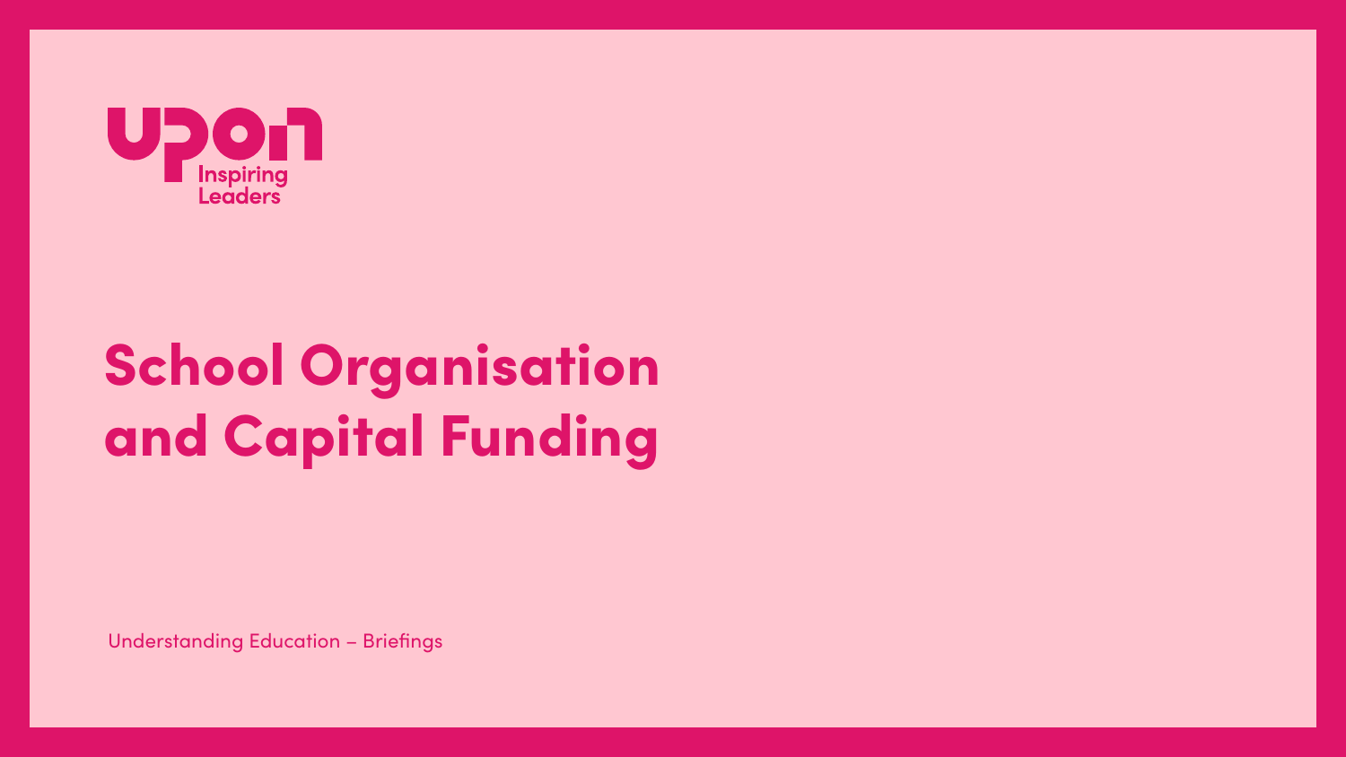upon
Inspiring Leaders

# School Organisation and Capital Funding

Understanding Education – Briefings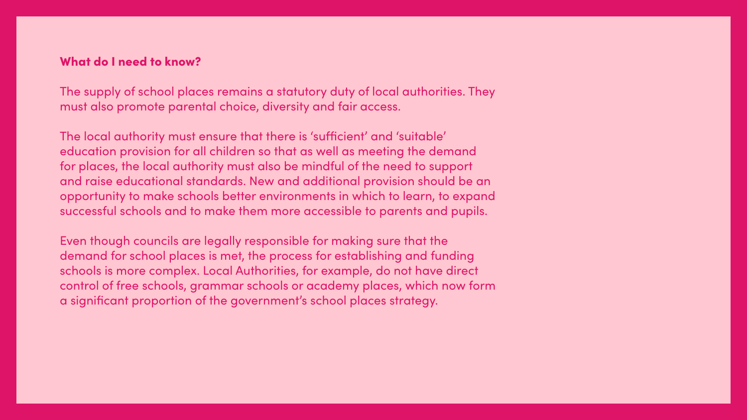## What do I need to know?

The supply of school places remains a statutory duty of local authorities. They must also promote parental choice, diversity and fair access.

The local authority must ensure that there is ‘sufficient’ and ‘suitable’ education provision for all children so that as well as meeting the demand for places, the local authority must also be mindful of the need to support and raise educational standards. New and additional provision should be an opportunity to make schools better environments in which to learn, to expand successful schools and to make them more accessible to parents and pupils.

Even though councils are legally responsible for making sure that the demand for school places is met, the process for establishing and funding schools is more complex. Local Authorities, for example, do not have direct control of free schools, grammar schools or academy places, which now form a significant proportion of the government’s school places strategy.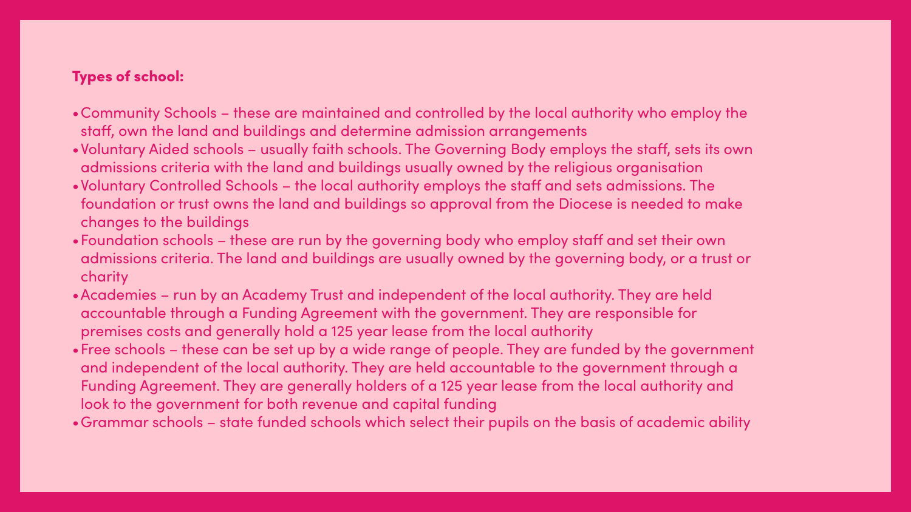**Types of school:**

- Community Schools – these are maintained and controlled by the local authority who employ the staff, own the land and buildings and determine admission arrangements
- Voluntary Aided schools – usually faith schools. The Governing Body employs the staff, sets its own admissions criteria with the land and buildings usually owned by the religious organisation
- Voluntary Controlled Schools – the local authority employs the staff and sets admissions. The foundation or trust owns the land and buildings so approval from the Diocese is needed to make changes to the buildings
- Foundation schools – these are run by the governing body who employ staff and set their own admissions criteria. The land and buildings are usually owned by the governing body, or a trust or charity
- Academies – run by an Academy Trust and independent of the local authority. They are held accountable through a Funding Agreement with the government. They are responsible for premises costs and generally hold a 125 year lease from the local authority
- Free schools – these can be set up by a wide range of people. They are funded by the government and independent of the local authority. They are held accountable to the government through a Funding Agreement. They are generally holders of a 125 year lease from the local authority and look to the government for both revenue and capital funding
- Grammar schools – state funded schools which select their pupils on the basis of academic ability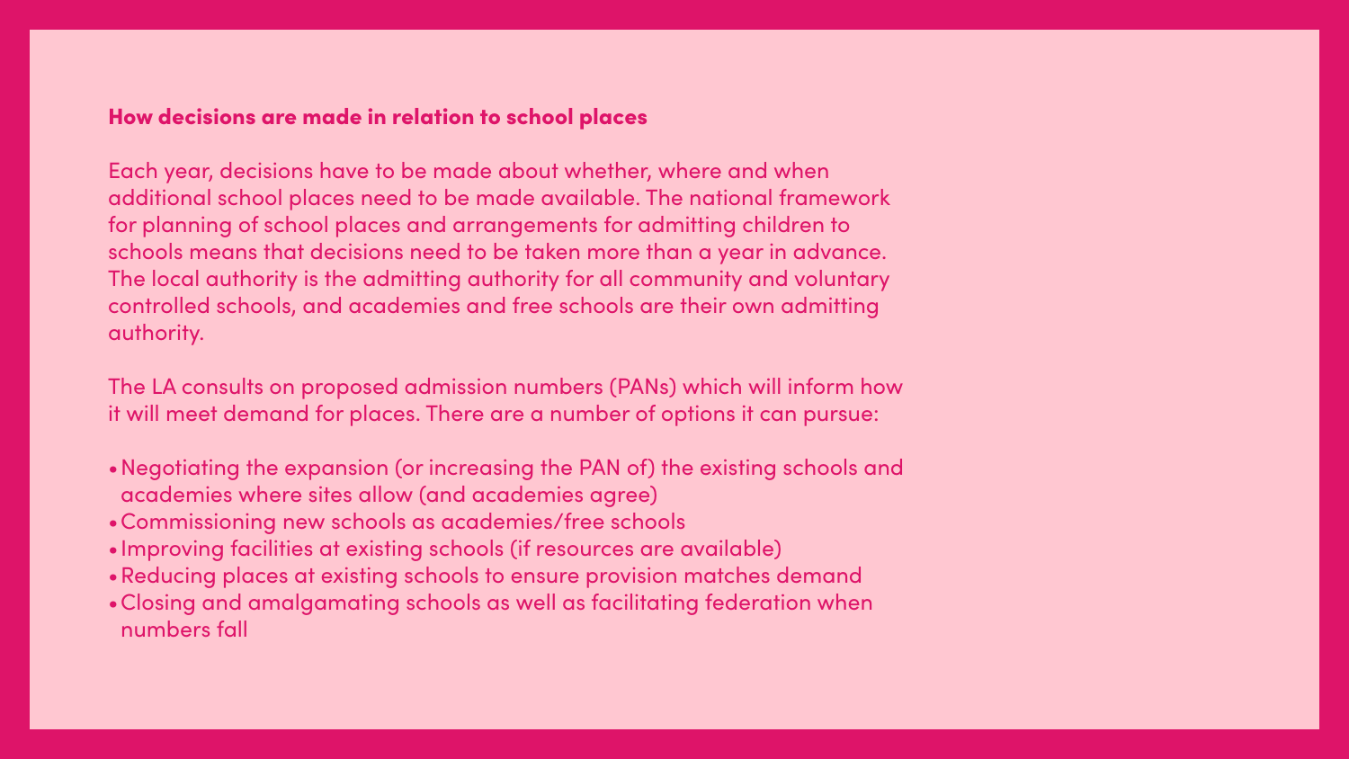## How decisions are made in relation to school places

Each year, decisions have to be made about whether, where and when additional school places need to be made available. The national framework for planning of school places and arrangements for admitting children to schools means that decisions need to be taken more than a year in advance. The local authority is the admitting authority for all community and voluntary controlled schools, and academies and free schools are their own admitting authority.

The LA consults on proposed admission numbers (PANs) which will inform how it will meet demand for places. There are a number of options it can pursue:

- Negotiating the expansion (or increasing the PAN of) the existing schools and academies where sites allow (and academies agree)
- Commissioning new schools as academies/free schools
- Improving facilities at existing schools (if resources are available)
- Reducing places at existing schools to ensure provision matches demand
- Closing and amalgamating schools as well as facilitating federation when numbers fall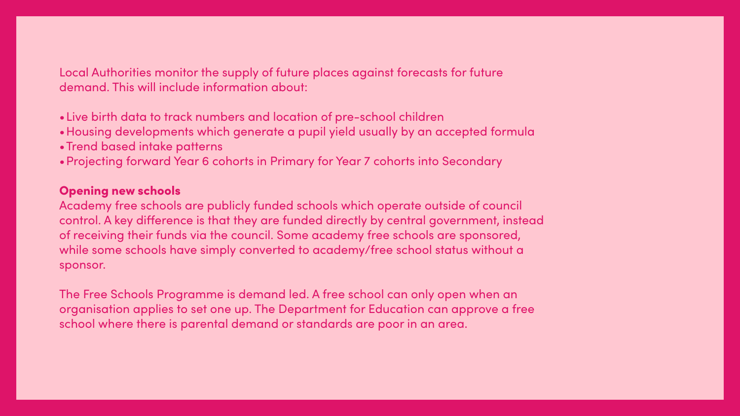Local Authorities monitor the supply of future places against forecasts for future demand. This will include information about:

- Live birth data to track numbers and location of pre-school children
- Housing developments which generate a pupil yield usually by an accepted formula
- Trend based intake patterns
- Projecting forward Year 6 cohorts in Primary for Year 7 cohorts into Secondary

## Opening new schools

Academy free schools are publicly funded schools which operate outside of council control. A key difference is that they are funded directly by central government, instead of receiving their funds via the council. Some academy free schools are sponsored, while some schools have simply converted to academy/free school status without a sponsor.

The Free Schools Programme is demand led. A free school can only open when an organisation applies to set one up. The Department for Education can approve a free school where there is parental demand or standards are poor in an area.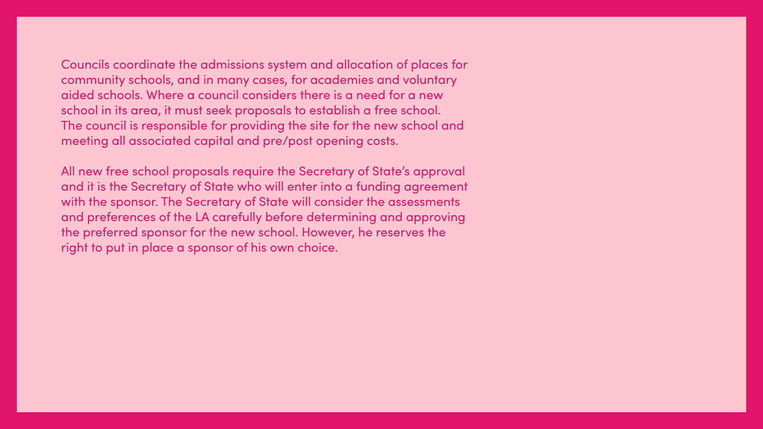Councils coordinate the admissions system and allocation of places for community schools, and in many cases, for academies and voluntary aided schools. Where a council considers there is a need for a new school in its area, it must seek proposals to establish a free school. The council is responsible for providing the site for the new school and meeting all associated capital and pre/post opening costs.

All new free school proposals require the Secretary of State's approval and it is the Secretary of State who will enter into a funding agreement with the sponsor. The Secretary of State will consider the assessments and preferences of the LA carefully before determining and approving the preferred sponsor for the new school. However, he reserves the right to put in place a sponsor of his own choice.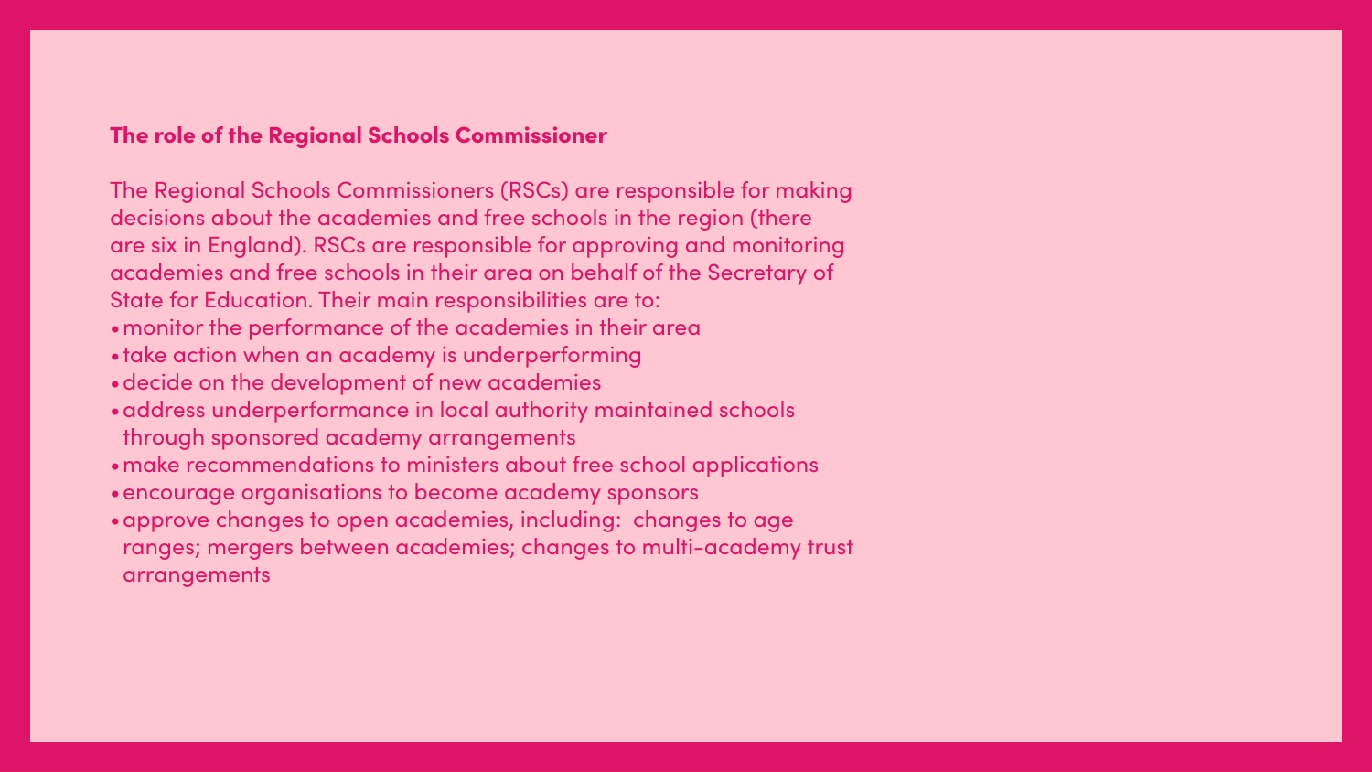## The role of the Regional Schools Commissioner

The Regional Schools Commissioners (RSCs) are responsible for making decisions about the academies and free schools in the region (there are six in England). RSCs are responsible for approving and monitoring academies and free schools in their area on behalf of the Secretary of State for Education. Their main responsibilities are to:

- monitor the performance of the academies in their area
- take action when an academy is underperforming
- decide on the development of new academies
- address underperformance in local authority maintained schools through sponsored academy arrangements
- make recommendations to ministers about free school applications
- encourage organisations to become academy sponsors
- approve changes to open academies, including: changes to age ranges; mergers between academies; changes to multi-academy trust arrangements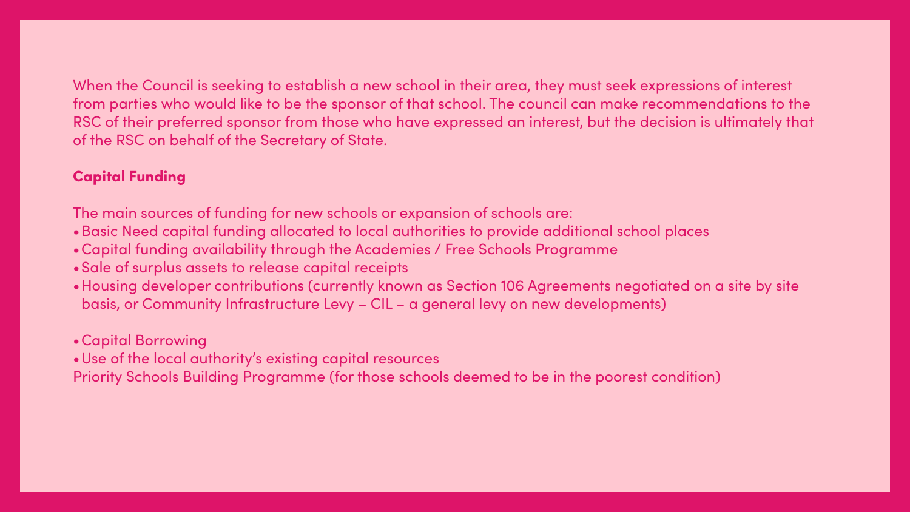When the Council is seeking to establish a new school in their area, they must seek expressions of interest from parties who would like to be the sponsor of that school. The council can make recommendations to the RSC of their preferred sponsor from those who have expressed an interest, but the decision is ultimately that of the RSC on behalf of the Secretary of State.

## Capital Funding

The main sources of funding for new schools or expansion of schools are:

- Basic Need capital funding allocated to local authorities to provide additional school places
- Capital funding availability through the Academies / Free Schools Programme
- Sale of surplus assets to release capital receipts
- Housing developer contributions (currently known as Section 106 Agreements negotiated on a site by site basis, or Community Infrastructure Levy – CIL – a general levy on new developments)

- Capital Borrowing
- Use of the local authority's existing capital resources

Priority Schools Building Programme (for those schools deemed to be in the poorest condition)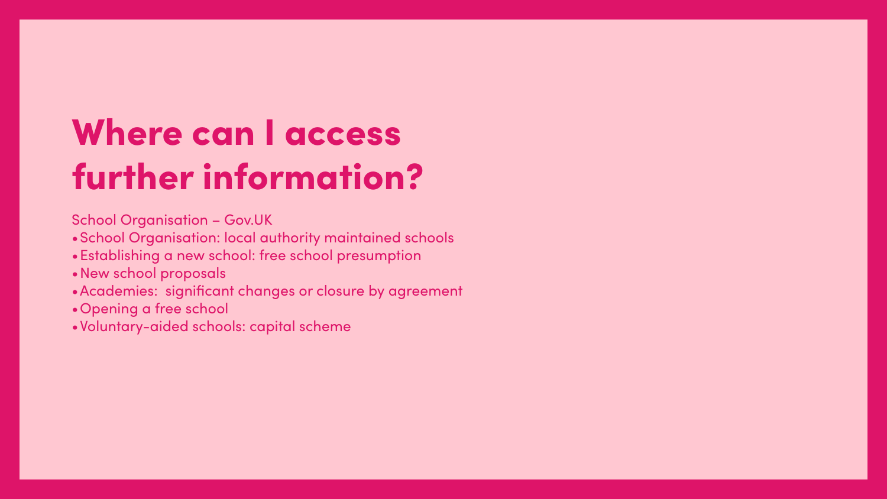# Where can I access further information?

School Organisation – Gov.UK

- School Organisation: local authority maintained schools
- Establishing a new school: free school presumption
- New school proposals
- Academies:  significant changes or closure by agreement
- Opening a free school
- Voluntary-aided schools: capital scheme